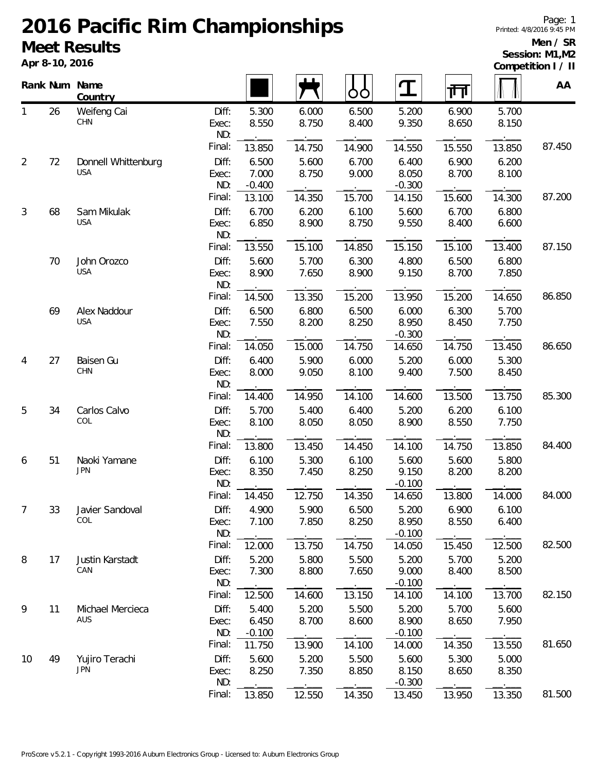# 2016 Pacific Rim Championships

## Meet Results

**Apr 8-10, 2016**

Printed: 4/8/2016 9:45 PM

**Men / SR**
**Session: M1,M2**
**Competition I / II**

| Rank | Num | Name / Country | | Floor | Pommel Horse | Rings | Vault | Parallel Bars | High Bar | AA |
|---|---|---|---|---|---|---|---|---|---|---|
| 1 | 26 | Weifeng Cai / CHN | Diff: | 5.300 | 6.000 | 6.500 | 5.200 | 6.900 | 5.700 | |
| | | | Exec: | 8.550 | 8.750 | 8.400 | 9.350 | 8.650 | 8.150 | |
| | | | ND: | | | | | | | |
| | | | Final: | 13.850 | 14.750 | 14.900 | 14.550 | 15.550 | 13.850 | 87.450 |
| 2 | 72 | Donnell Whittenburg / USA | Diff: | 6.500 | 5.600 | 6.700 | 6.400 | 6.900 | 6.200 | |
| | | | Exec: | 7.000 | 8.750 | 9.000 | 8.050 | 8.700 | 8.100 | |
| | | | ND: | -0.400 | | | -0.300 | | | |
| | | | Final: | 13.100 | 14.350 | 15.700 | 14.150 | 15.600 | 14.300 | 87.200 |
| 3 | 68 | Sam Mikulak / USA | Diff: | 6.700 | 6.200 | 6.100 | 5.600 | 6.700 | 6.800 | |
| | | | Exec: | 6.850 | 8.900 | 8.750 | 9.550 | 8.400 | 6.600 | |
| | | | ND: | | | | | | | |
| | | | Final: | 13.550 | 15.100 | 14.850 | 15.150 | 15.100 | 13.400 | 87.150 |
| | 70 | John Orozco / USA | Diff: | 5.600 | 5.700 | 6.300 | 4.800 | 6.500 | 6.800 | |
| | | | Exec: | 8.900 | 7.650 | 8.900 | 9.150 | 8.700 | 7.850 | |
| | | | ND: | | | | | | | |
| | | | Final: | 14.500 | 13.350 | 15.200 | 13.950 | 15.200 | 14.650 | 86.850 |
| | 69 | Alex Naddour / USA | Diff: | 6.500 | 6.800 | 6.500 | 6.000 | 6.300 | 5.700 | |
| | | | Exec: | 7.550 | 8.200 | 8.250 | 8.950 | 8.450 | 7.750 | |
| | | | ND: | | | | -0.300 | | | |
| | | | Final: | 14.050 | 15.000 | 14.750 | 14.650 | 14.750 | 13.450 | 86.650 |
| 4 | 27 | Baisen Gu / CHN | Diff: | 6.400 | 5.900 | 6.000 | 5.200 | 6.000 | 5.300 | |
| | | | Exec: | 8.000 | 9.050 | 8.100 | 9.400 | 7.500 | 8.450 | |
| | | | ND: | | | | | | | |
| | | | Final: | 14.400 | 14.950 | 14.100 | 14.600 | 13.500 | 13.750 | 85.300 |
| 5 | 34 | Carlos Calvo / COL | Diff: | 5.700 | 5.400 | 6.400 | 5.200 | 6.200 | 6.100 | |
| | | | Exec: | 8.100 | 8.050 | 8.050 | 8.900 | 8.550 | 7.750 | |
| | | | ND: | | | | | | | |
| | | | Final: | 13.800 | 13.450 | 14.450 | 14.100 | 14.750 | 13.850 | 84.400 |
| 6 | 51 | Naoki Yamane / JPN | Diff: | 6.100 | 5.300 | 6.100 | 5.600 | 5.600 | 5.800 | |
| | | | Exec: | 8.350 | 7.450 | 8.250 | 9.150 | 8.200 | 8.200 | |
| | | | ND: | | | | -0.100 | | | |
| | | | Final: | 14.450 | 12.750 | 14.350 | 14.650 | 13.800 | 14.000 | 84.000 |
| 7 | 33 | Javier Sandoval / COL | Diff: | 4.900 | 5.900 | 6.500 | 5.200 | 6.900 | 6.100 | |
| | | | Exec: | 7.100 | 7.850 | 8.250 | 8.950 | 8.550 | 6.400 | |
| | | | ND: | | | | -0.100 | | | |
| | | | Final: | 12.000 | 13.750 | 14.750 | 14.050 | 15.450 | 12.500 | 82.500 |
| 8 | 17 | Justin Karstadt / CAN | Diff: | 5.200 | 5.800 | 5.500 | 5.200 | 5.700 | 5.200 | |
| | | | Exec: | 7.300 | 8.800 | 7.650 | 9.000 | 8.400 | 8.500 | |
| | | | ND: | | | | -0.100 | | | |
| | | | Final: | 12.500 | 14.600 | 13.150 | 14.100 | 14.100 | 13.700 | 82.150 |
| 9 | 11 | Michael Mercieca / AUS | Diff: | 5.400 | 5.200 | 5.500 | 5.200 | 5.700 | 5.600 | |
| | | | Exec: | 6.450 | 8.700 | 8.600 | 8.900 | 8.650 | 7.950 | |
| | | | ND: | -0.100 | | | -0.100 | | | |
| | | | Final: | 11.750 | 13.900 | 14.100 | 14.000 | 14.350 | 13.550 | 81.650 |
| 10 | 49 | Yujiro Terachi / JPN | Diff: | 5.600 | 5.200 | 5.500 | 5.600 | 5.300 | 5.000 | |
| | | | Exec: | 8.250 | 7.350 | 8.850 | 8.150 | 8.650 | 8.350 | |
| | | | ND: | | | | -0.300 | | | |
| | | | Final: | 13.850 | 12.550 | 14.350 | 13.450 | 13.950 | 13.350 | 81.500 |

ProScore v5.2.1 - Copyright 1993-2016 Auburn Electronics Group - Licensed to: Auburn Electronics Group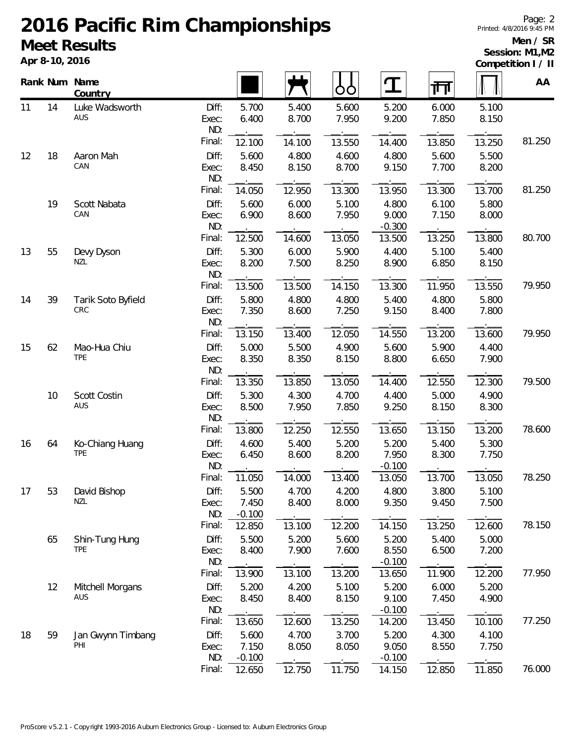# 2016 Pacific Rim Championships

## Meet Results

**Apr 8-10, 2016**

**Men / SR**
**Session: M1,M2**
**Competition I / II**

| Rank | Num | Name / Country | | Floor | Pommel Horse | Rings | Vault | Parallel Bars | High Bar | AA |
|---|---|---|---|---|---|---|---|---|---|---|
| 11 | 14 | Luke Wadsworth AUS | Diff: | 5.700 | 5.400 | 5.600 | 5.200 | 6.000 | 5.100 | |
| | | | Exec: | 6.400 | 8.700 | 7.950 | 9.200 | 7.850 | 8.150 | |
| | | | ND: | | | | | | | |
| | | | Final: | 12.100 | 14.100 | 13.550 | 14.400 | 13.850 | 13.250 | 81.250 |
| 12 | 18 | Aaron Mah CAN | Diff: | 5.600 | 4.800 | 4.600 | 4.800 | 5.600 | 5.500 | |
| | | | Exec: | 8.450 | 8.150 | 8.700 | 9.150 | 7.700 | 8.200 | |
| | | | ND: | | | | | | | |
| | | | Final: | 14.050 | 12.950 | 13.300 | 13.950 | 13.300 | 13.700 | 81.250 |
| | 19 | Scott Nabata CAN | Diff: | 5.600 | 6.000 | 5.100 | 4.800 | 6.100 | 5.800 | |
| | | | Exec: | 6.900 | 8.600 | 7.950 | 9.000 | 7.150 | 8.000 | |
| | | | ND: | | | | -0.300 | | | |
| | | | Final: | 12.500 | 14.600 | 13.050 | 13.500 | 13.250 | 13.800 | 80.700 |
| 13 | 55 | Devy Dyson NZL | Diff: | 5.300 | 6.000 | 5.900 | 4.400 | 5.100 | 5.400 | |
| | | | Exec: | 8.200 | 7.500 | 8.250 | 8.900 | 6.850 | 8.150 | |
| | | | ND: | | | | | | | |
| | | | Final: | 13.500 | 13.500 | 14.150 | 13.300 | 11.950 | 13.550 | 79.950 |
| 14 | 39 | Tarik Soto Byfield CRC | Diff: | 5.800 | 4.800 | 4.800 | 5.400 | 4.800 | 5.800 | |
| | | | Exec: | 7.350 | 8.600 | 7.250 | 9.150 | 8.400 | 7.800 | |
| | | | ND: | | | | | | | |
| | | | Final: | 13.150 | 13.400 | 12.050 | 14.550 | 13.200 | 13.600 | 79.950 |
| 15 | 62 | Mao-Hua Chiu TPE | Diff: | 5.000 | 5.500 | 4.900 | 5.600 | 5.900 | 4.400 | |
| | | | Exec: | 8.350 | 8.350 | 8.150 | 8.800 | 6.650 | 7.900 | |
| | | | ND: | | | | | | | |
| | | | Final: | 13.350 | 13.850 | 13.050 | 14.400 | 12.550 | 12.300 | 79.500 |
| | 10 | Scott Costin AUS | Diff: | 5.300 | 4.300 | 4.700 | 4.400 | 5.000 | 4.900 | |
| | | | Exec: | 8.500 | 7.950 | 7.850 | 9.250 | 8.150 | 8.300 | |
| | | | ND: | | | | | | | |
| | | | Final: | 13.800 | 12.250 | 12.550 | 13.650 | 13.150 | 13.200 | 78.600 |
| 16 | 64 | Ko-Chiang Huang TPE | Diff: | 4.600 | 5.400 | 5.200 | 5.200 | 5.400 | 5.300 | |
| | | | Exec: | 6.450 | 8.600 | 8.200 | 7.950 | 8.300 | 7.750 | |
| | | | ND: | | | | -0.100 | | | |
| | | | Final: | 11.050 | 14.000 | 13.400 | 13.050 | 13.700 | 13.050 | 78.250 |
| 17 | 53 | David Bishop NZL | Diff: | 5.500 | 4.700 | 4.200 | 4.800 | 3.800 | 5.100 | |
| | | | Exec: | 7.450 | 8.400 | 8.000 | 9.350 | 9.450 | 7.500 | |
| | | | ND: | -0.100 | | | | | | |
| | | | Final: | 12.850 | 13.100 | 12.200 | 14.150 | 13.250 | 12.600 | 78.150 |
| | 65 | Shin-Tung Hung TPE | Diff: | 5.500 | 5.200 | 5.600 | 5.200 | 5.400 | 5.000 | |
| | | | Exec: | 8.400 | 7.900 | 7.600 | 8.550 | 6.500 | 7.200 | |
| | | | ND: | | | | -0.100 | | | |
| | | | Final: | 13.900 | 13.100 | 13.200 | 13.650 | 11.900 | 12.200 | 77.950 |
| | 12 | Mitchell Morgans AUS | Diff: | 5.200 | 4.200 | 5.100 | 5.200 | 6.000 | 5.200 | |
| | | | Exec: | 8.450 | 8.400 | 8.150 | 9.100 | 7.450 | 4.900 | |
| | | | ND: | | | | -0.100 | | | |
| | | | Final: | 13.650 | 12.600 | 13.250 | 14.200 | 13.450 | 10.100 | 77.250 |
| 18 | 59 | Jan Gwynn Timbang PHI | Diff: | 5.600 | 4.700 | 3.700 | 5.200 | 4.300 | 4.100 | |
| | | | Exec: | 7.150 | 8.050 | 8.050 | 9.050 | 8.550 | 7.750 | |
| | | | ND: | -0.100 | | | -0.100 | | | |
| | | | Final: | 12.650 | 12.750 | 11.750 | 14.150 | 12.850 | 11.850 | 76.000 |

ProScore v5.2.1 - Copyright 1993-2016 Auburn Electronics Group - Licensed to: Auburn Electronics Group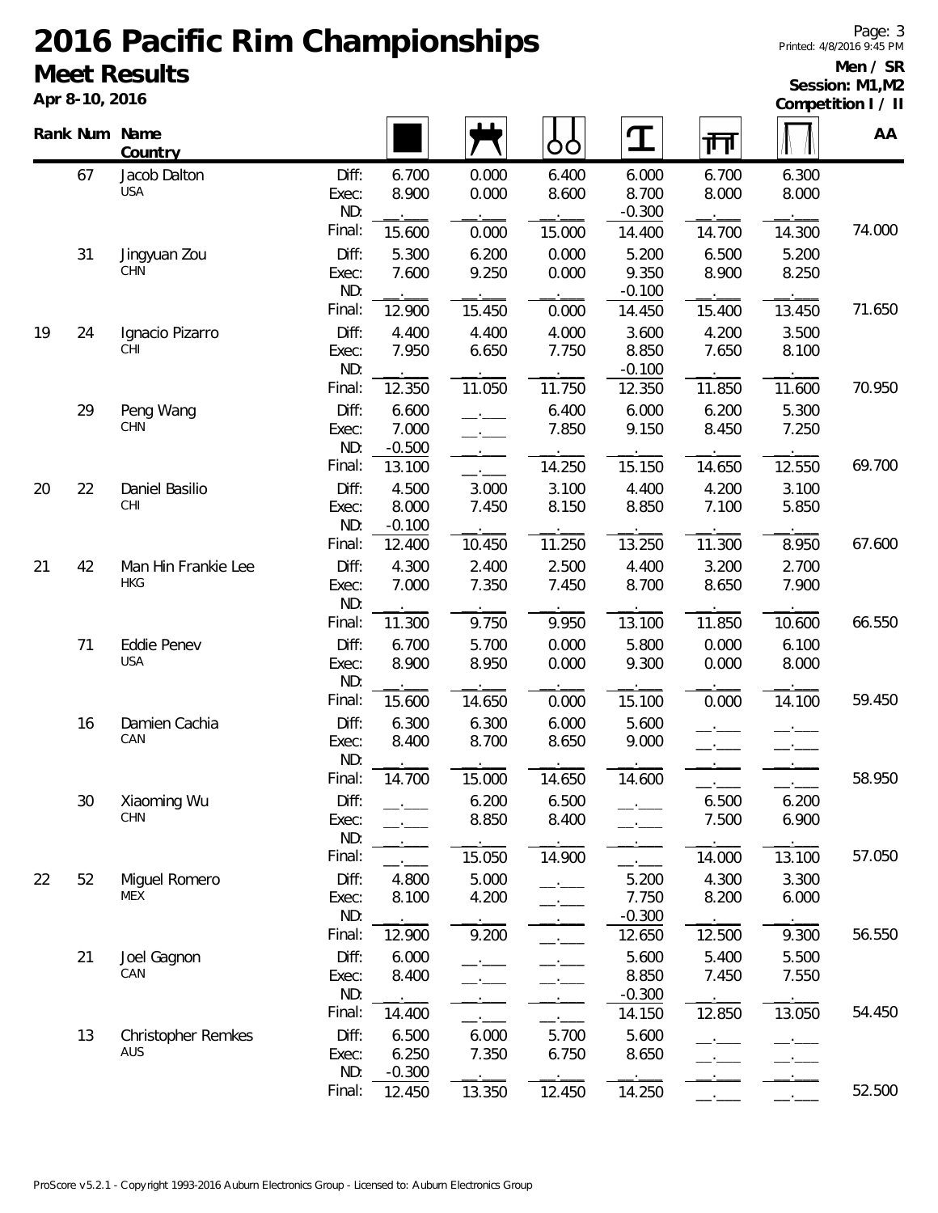# 2016 Pacific Rim Championships

## Meet Results

**Apr 8-10, 2016**

**Men / SR**
**Session: M1,M2**
**Competition I / II**

| Rank | Num | Name / Country | | Floor | Pommel Horse | Rings | Vault | Parallel Bars | High Bar | AA |
|---|---|---|---|---|---|---|---|---|---|---|
| | 67 | Jacob Dalton USA | Diff: | 6.700 | 0.000 | 6.400 | 6.000 | 6.700 | 6.300 | |
| | | | Exec: | 8.900 | 0.000 | 8.600 | 8.700 | 8.000 | 8.000 | |
| | | | ND: | | | | -0.300 | | | |
| | | | Final: | 15.600 | 0.000 | 15.000 | 14.400 | 14.700 | 14.300 | 74.000 |
| | 31 | Jingyuan Zou CHN | Diff: | 5.300 | 6.200 | 0.000 | 5.200 | 6.500 | 5.200 | |
| | | | Exec: | 7.600 | 9.250 | 0.000 | 9.350 | 8.900 | 8.250 | |
| | | | ND: | | | | -0.100 | | | |
| | | | Final: | 12.900 | 15.450 | 0.000 | 14.450 | 15.400 | 13.450 | 71.650 |
| 19 | 24 | Ignacio Pizarro CHI | Diff: | 4.400 | 4.400 | 4.000 | 3.600 | 4.200 | 3.500 | |
| | | | Exec: | 7.950 | 6.650 | 7.750 | 8.850 | 7.650 | 8.100 | |
| | | | ND: | | | | -0.100 | | | |
| | | | Final: | 12.350 | 11.050 | 11.750 | 12.350 | 11.850 | 11.600 | 70.950 |
| | 29 | Peng Wang CHN | Diff: | 6.600 | | 6.400 | 6.000 | 6.200 | 5.300 | |
| | | | Exec: | 7.000 | | 7.850 | 9.150 | 8.450 | 7.250 | |
| | | | ND: | -0.500 | | | | | | |
| | | | Final: | 13.100 | | 14.250 | 15.150 | 14.650 | 12.550 | 69.700 |
| 20 | 22 | Daniel Basilio CHI | Diff: | 4.500 | 3.000 | 3.100 | 4.400 | 4.200 | 3.100 | |
| | | | Exec: | 8.000 | 7.450 | 8.150 | 8.850 | 7.100 | 5.850 | |
| | | | ND: | -0.100 | | | | | | |
| | | | Final: | 12.400 | 10.450 | 11.250 | 13.250 | 11.300 | 8.950 | 67.600 |
| 21 | 42 | Man Hin Frankie Lee HKG | Diff: | 4.300 | 2.400 | 2.500 | 4.400 | 3.200 | 2.700 | |
| | | | Exec: | 7.000 | 7.350 | 7.450 | 8.700 | 8.650 | 7.900 | |
| | | | ND: | | | | | | | |
| | | | Final: | 11.300 | 9.750 | 9.950 | 13.100 | 11.850 | 10.600 | 66.550 |
| | 71 | Eddie Penev USA | Diff: | 6.700 | 5.700 | 0.000 | 5.800 | 0.000 | 6.100 | |
| | | | Exec: | 8.900 | 8.950 | 0.000 | 9.300 | 0.000 | 8.000 | |
| | | | ND: | | | | | | | |
| | | | Final: | 15.600 | 14.650 | 0.000 | 15.100 | 0.000 | 14.100 | 59.450 |
| | 16 | Damien Cachia CAN | Diff: | 6.300 | 6.300 | 6.000 | 5.600 | | | |
| | | | Exec: | 8.400 | 8.700 | 8.650 | 9.000 | | | |
| | | | ND: | | | | | | | |
| | | | Final: | 14.700 | 15.000 | 14.650 | 14.600 | | | 58.950 |
| | 30 | Xiaoming Wu CHN | Diff: | | 6.200 | 6.500 | | 6.500 | 6.200 | |
| | | | Exec: | | 8.850 | 8.400 | | 7.500 | 6.900 | |
| | | | ND: | | | | | | | |
| | | | Final: | | 15.050 | 14.900 | | 14.000 | 13.100 | 57.050 |
| 22 | 52 | Miguel Romero MEX | Diff: | 4.800 | 5.000 | | 5.200 | 4.300 | 3.300 | |
| | | | Exec: | 8.100 | 4.200 | | 7.750 | 8.200 | 6.000 | |
| | | | ND: | | | | -0.300 | | | |
| | | | Final: | 12.900 | 9.200 | | 12.650 | 12.500 | 9.300 | 56.550 |
| | 21 | Joel Gagnon CAN | Diff: | 6.000 | | | 5.600 | 5.400 | 5.500 | |
| | | | Exec: | 8.400 | | | 8.850 | 7.450 | 7.550 | |
| | | | ND: | | | | -0.300 | | | |
| | | | Final: | 14.400 | | | 14.150 | 12.850 | 13.050 | 54.450 |
| | 13 | Christopher Remkes AUS | Diff: | 6.500 | 6.000 | 5.700 | 5.600 | | | |
| | | | Exec: | 6.250 | 7.350 | 6.750 | 8.650 | | | |
| | | | ND: | -0.300 | | | | | | |
| | | | Final: | 12.450 | 13.350 | 12.450 | 14.250 | | | 52.500 |

ProScore v5.2.1 - Copyright 1993-2016 Auburn Electronics Group - Licensed to: Auburn Electronics Group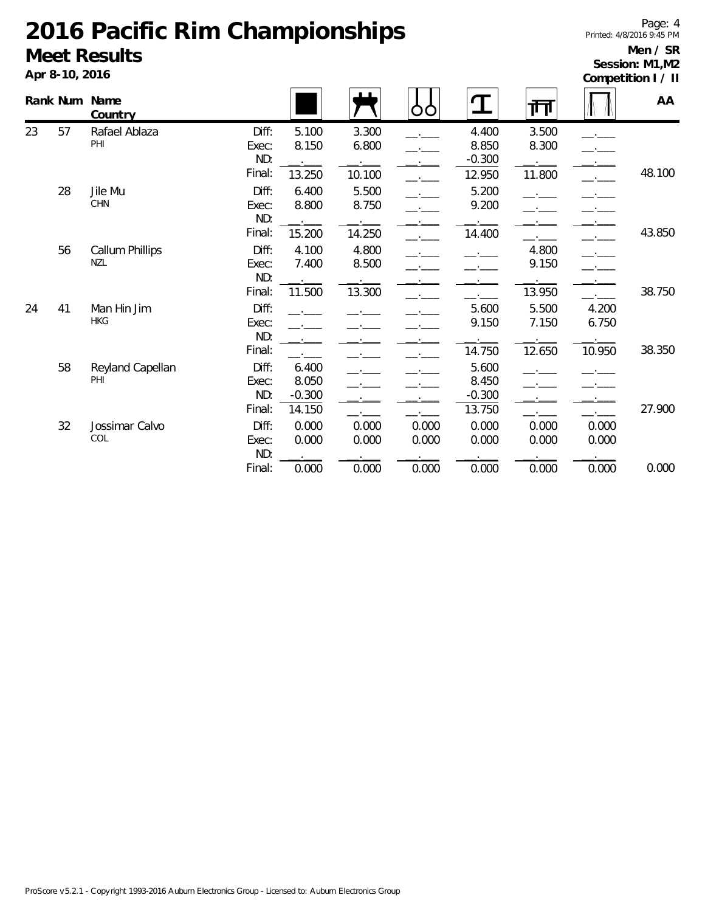# 2016 Pacific Rim Championships

## Meet Results

**Apr 8-10, 2016**

**Men / SR**
**Session: M1,M2**
**Competition I / II**

| Rank | Num | Name / Country | | Floor | Pommel Horse | Rings | Vault | Parallel Bars | High Bar | AA |
|---|---|---|---|---|---|---|---|---|---|---|
| 23 | 57 | Rafael Ablaza PHI | Diff: | 5.100 | 3.300 | | 4.400 | 3.500 | | |
| | | | Exec: | 8.150 | 6.800 | | 8.850 | 8.300 | | |
| | | | ND: | | | | -0.300 | | | |
| | | | Final: | 13.250 | 10.100 | | 12.950 | 11.800 | | 48.100 |
| | 28 | Jile Mu CHN | Diff: | 6.400 | 5.500 | | 5.200 | | | |
| | | | Exec: | 8.800 | 8.750 | | 9.200 | | | |
| | | | ND: | | | | | | | |
| | | | Final: | 15.200 | 14.250 | | 14.400 | | | 43.850 |
| | 56 | Callum Phillips NZL | Diff: | 4.100 | 4.800 | | | 4.800 | | |
| | | | Exec: | 7.400 | 8.500 | | | 9.150 | | |
| | | | ND: | | | | | | | |
| | | | Final: | 11.500 | 13.300 | | | 13.950 | | 38.750 |
| 24 | 41 | Man Hin Jim HKG | Diff: | | | | 5.600 | 5.500 | 4.200 | |
| | | | Exec: | | | | 9.150 | 7.150 | 6.750 | |
| | | | ND: | | | | | | | |
| | | | Final: | | | | 14.750 | 12.650 | 10.950 | 38.350 |
| | 58 | Reyland Capellan PHI | Diff: | 6.400 | | | 5.600 | | | |
| | | | Exec: | 8.050 | | | 8.450 | | | |
| | | | ND: | -0.300 | | | -0.300 | | | |
| | | | Final: | 14.150 | | | 13.750 | | | 27.900 |
| | 32 | Jossimar Calvo COL | Diff: | 0.000 | 0.000 | 0.000 | 0.000 | 0.000 | 0.000 | |
| | | | Exec: | 0.000 | 0.000 | 0.000 | 0.000 | 0.000 | 0.000 | |
| | | | ND: | | | | | | | |
| | | | Final: | 0.000 | 0.000 | 0.000 | 0.000 | 0.000 | 0.000 | 0.000 |

ProScore v5.2.1 - Copyright 1993-2016 Auburn Electronics Group - Licensed to: Auburn Electronics Group